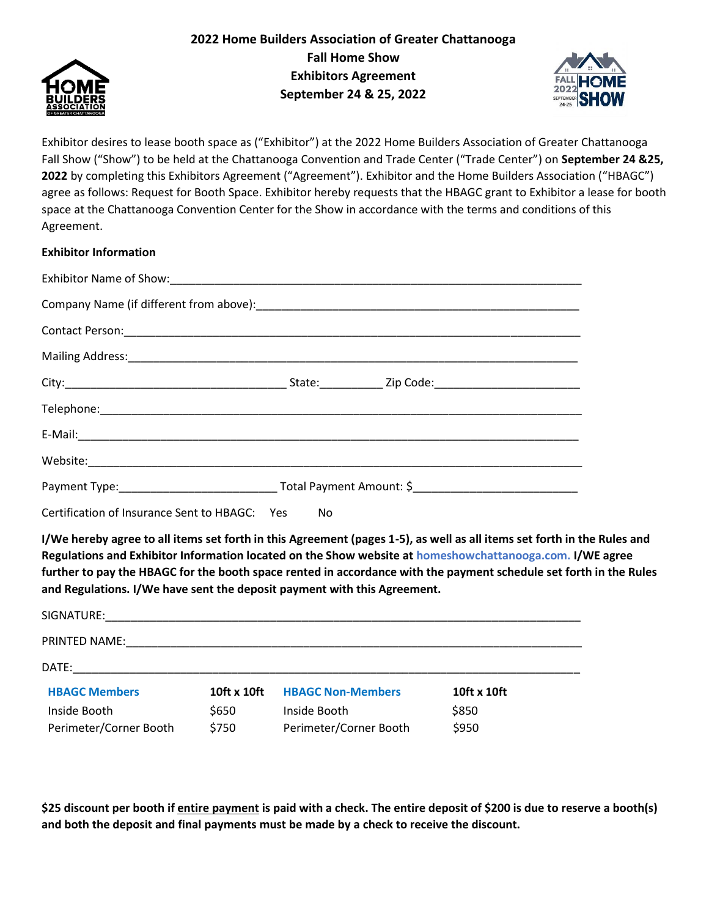# 2022 Home Builders Association of Greater Chattanooga
# Fall Home Show
# Exhibitors Agreement
# September 24 & 25, 2022

Exhibitor desires to lease booth space as ("Exhibitor") at the 2022 Home Builders Association of Greater Chattanooga Fall Show ("Show") to be held at the Chattanooga Convention and Trade Center ("Trade Center") on **September 24 &25, 2022** by completing this Exhibitors Agreement ("Agreement"). Exhibitor and the Home Builders Association ("HBAGC") agree as follows: Request for Booth Space. Exhibitor hereby requests that the HBAGC grant to Exhibitor a lease for booth space at the Chattanooga Convention Center for the Show in accordance with the terms and conditions of this Agreement.

**Exhibitor Information**

Exhibitor Name of Show:___________________________________________________________________

Company Name (if different from above):____________________________________________________

Contact Person:_________________________________________________________________________

Mailing Address:________________________________________________________________________

City:___________________________________ State:__________ Zip Code:_______________________

Telephone:_____________________________________________________________________________

E-Mail:________________________________________________________________________________

Website:_______________________________________________________________________________

Payment Type:_________________________ Total Payment Amount: $_________________________

Certification of Insurance Sent to HBAGC: Yes No

**I/We hereby agree to all items set forth in this Agreement (pages 1-5), as well as all items set forth in the Rules and Regulations and Exhibitor Information located on the Show website at homeshowchattanooga.com. I/WE agree further to pay the HBAGC for the booth space rented in accordance with the payment schedule set forth in the Rules and Regulations. I/We have sent the deposit payment with this Agreement.**

SIGNATURE:____________________________________________________________________________

PRINTED NAME:_________________________________________________________________________

DATE:_________________________________________________________________________________

| HBAGC Members | 10ft x 10ft | HBAGC Non-Members | 10ft x 10ft |
|---|---|---|---|
| Inside Booth | $650 | Inside Booth | $850 |
| Perimeter/Corner Booth | $750 | Perimeter/Corner Booth | $950 |

**$25 discount per booth if entire payment is paid with a check. The entire deposit of $200 is due to reserve a booth(s) and both the deposit and final payments must be made by a check to receive the discount.**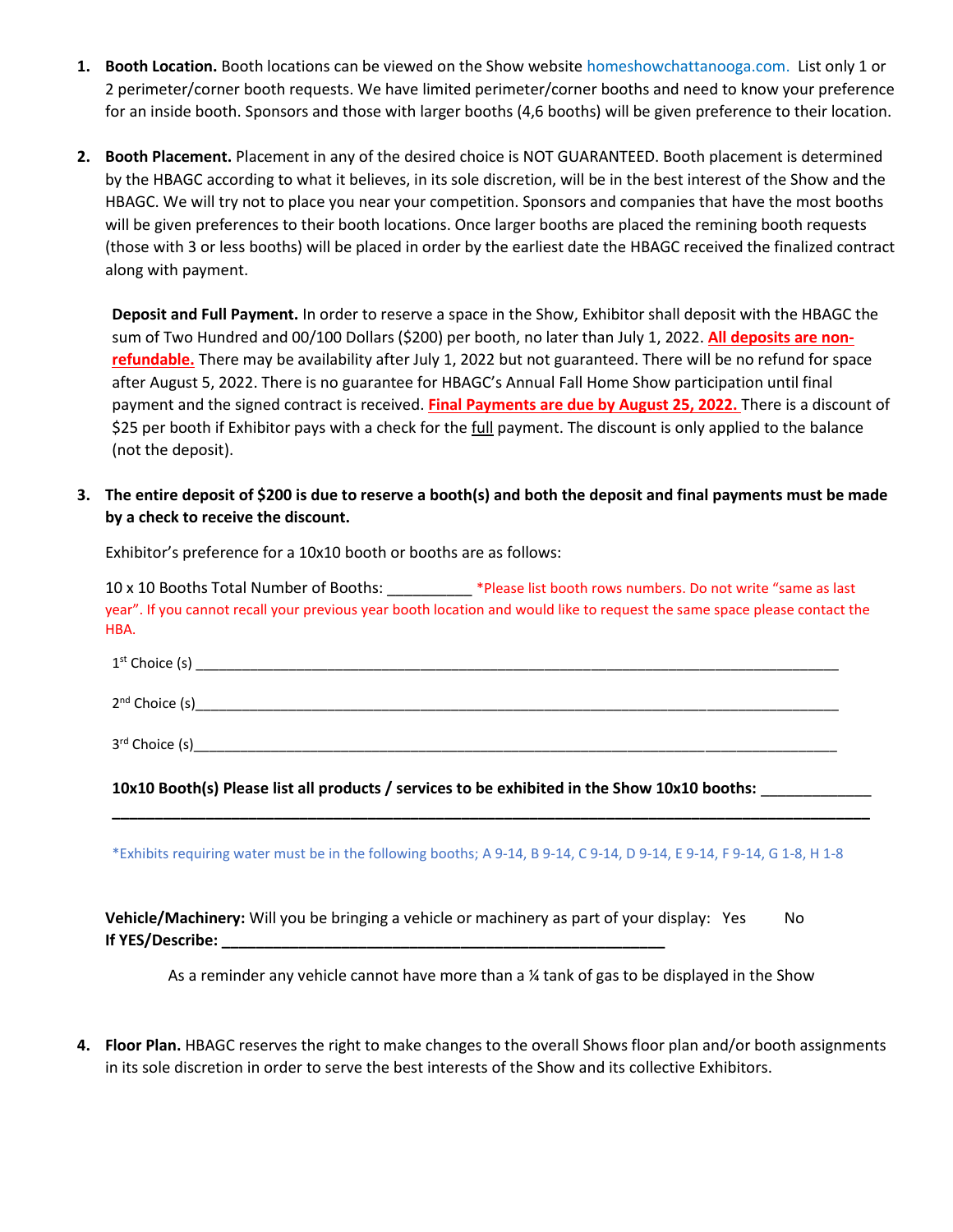1. **Booth Location.** Booth locations can be viewed on the Show website homeshowchattanooga.com. List only 1 or 2 perimeter/corner booth requests. We have limited perimeter/corner booths and need to know your preference for an inside booth. Sponsors and those with larger booths (4,6 booths) will be given preference to their location.

2. **Booth Placement.** Placement in any of the desired choice is NOT GUARANTEED. Booth placement is determined by the HBAGC according to what it believes, in its sole discretion, will be in the best interest of the Show and the HBAGC. We will try not to place you near your competition. Sponsors and companies that have the most booths will be given preferences to their booth locations. Once larger booths are placed the remining booth requests (those with 3 or less booths) will be placed in order by the earliest date the HBAGC received the finalized contract along with payment.

   **Deposit and Full Payment.** In order to reserve a space in the Show, Exhibitor shall deposit with the HBAGC the sum of Two Hundred and 00/100 Dollars ($200) per booth, no later than July 1, 2022. **All deposits are non-refundable.** There may be availability after July 1, 2022 but not guaranteed. There will be no refund for space after August 5, 2022. There is no guarantee for HBAGC's Annual Fall Home Show participation until final payment and the signed contract is received. **Final Payments are due by August 25, 2022.** There is a discount of $25 per booth if Exhibitor pays with a check for the full payment. The discount is only applied to the balance (not the deposit).

3. **The entire deposit of $200 is due to reserve a booth(s) and both the deposit and final payments must be made by a check to receive the discount.**

   Exhibitor's preference for a 10x10 booth or booths are as follows:

   10 x 10 Booths Total Number of Booths: __________ *Please list booth rows numbers. Do not write "same as last year". If you cannot recall your previous year booth location and would like to request the same space please contact the HBA.

   1st Choice (s) ______________________________________________________________

   2nd Choice (s)______________________________________________________________

   3rd Choice (s)______________________________________________________________

   **10x10 Booth(s) Please list all products / services to be exhibited in the Show 10x10 booths:** _____________

   ______________________________________________________________________________

   *Exhibits requiring water must be in the following booths; A 9-14, B 9-14, C 9-14, D 9-14, E 9-14, F 9-14, G 1-8, H 1-8

   **Vehicle/Machinery:** Will you be bringing a vehicle or machinery as part of your display: Yes No
   **If YES/Describe:** ____________________________________________________

   As a reminder any vehicle cannot have more than a ¼ tank of gas to be displayed in the Show

4. **Floor Plan.** HBAGC reserves the right to make changes to the overall Shows floor plan and/or booth assignments in its sole discretion in order to serve the best interests of the Show and its collective Exhibitors.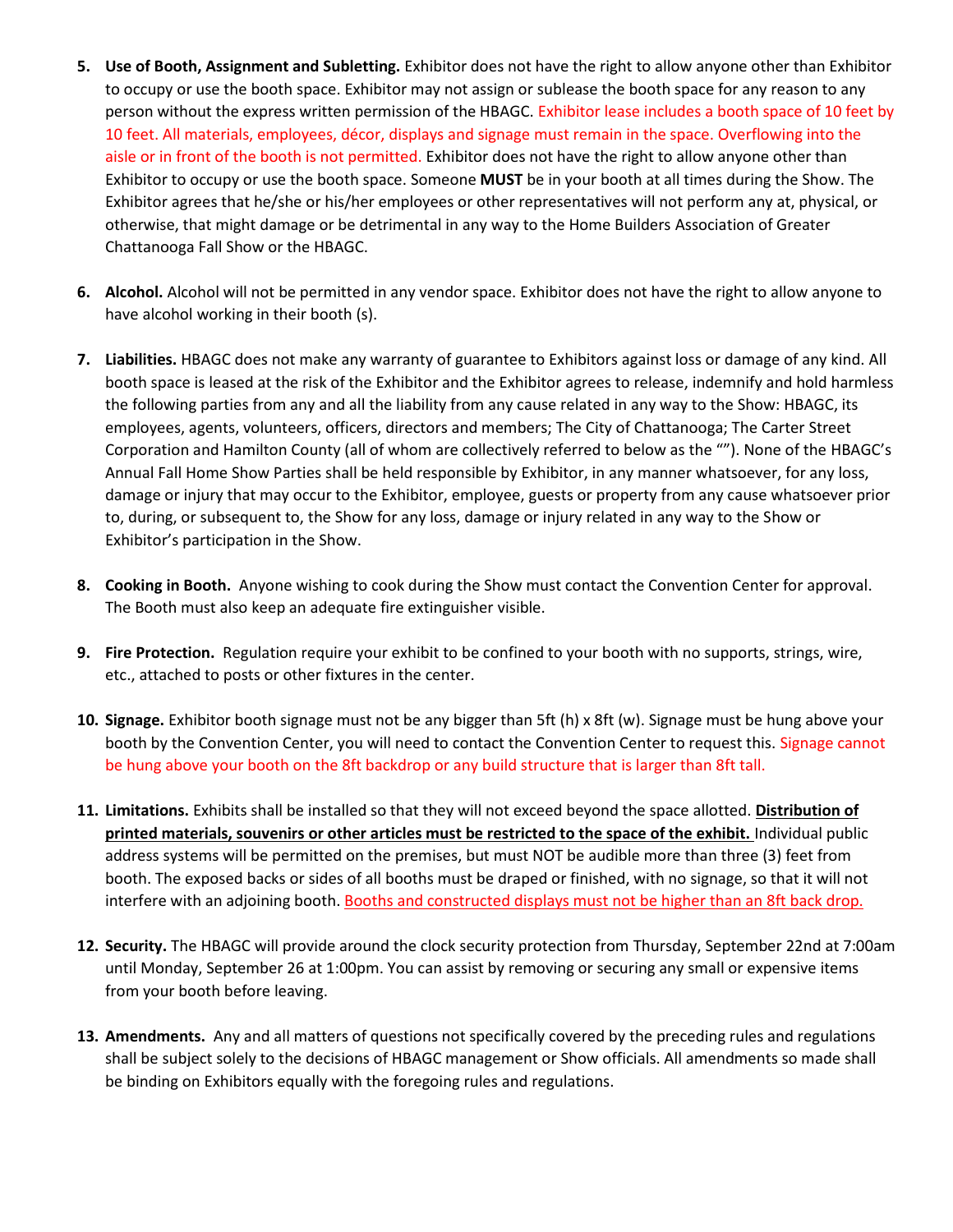5. **Use of Booth, Assignment and Subletting.** Exhibitor does not have the right to allow anyone other than Exhibitor to occupy or use the booth space. Exhibitor may not assign or sublease the booth space for any reason to any person without the express written permission of the HBAGC. Exhibitor lease includes a booth space of 10 feet by 10 feet. All materials, employees, décor, displays and signage must remain in the space. Overflowing into the aisle or in front of the booth is not permitted. Exhibitor does not have the right to allow anyone other than Exhibitor to occupy or use the booth space. Someone **MUST** be in your booth at all times during the Show. The Exhibitor agrees that he/she or his/her employees or other representatives will not perform any at, physical, or otherwise, that might damage or be detrimental in any way to the Home Builders Association of Greater Chattanooga Fall Show or the HBAGC.

6. **Alcohol.** Alcohol will not be permitted in any vendor space. Exhibitor does not have the right to allow anyone to have alcohol working in their booth (s).

7. **Liabilities.** HBAGC does not make any warranty of guarantee to Exhibitors against loss or damage of any kind. All booth space is leased at the risk of the Exhibitor and the Exhibitor agrees to release, indemnify and hold harmless the following parties from any and all the liability from any cause related in any way to the Show: HBAGC, its employees, agents, volunteers, officers, directors and members; The City of Chattanooga; The Carter Street Corporation and Hamilton County (all of whom are collectively referred to below as the ""). None of the HBAGC's Annual Fall Home Show Parties shall be held responsible by Exhibitor, in any manner whatsoever, for any loss, damage or injury that may occur to the Exhibitor, employee, guests or property from any cause whatsoever prior to, during, or subsequent to, the Show for any loss, damage or injury related in any way to the Show or Exhibitor's participation in the Show.

8. **Cooking in Booth.** Anyone wishing to cook during the Show must contact the Convention Center for approval. The Booth must also keep an adequate fire extinguisher visible.

9. **Fire Protection.** Regulation require your exhibit to be confined to your booth with no supports, strings, wire, etc., attached to posts or other fixtures in the center.

10. **Signage.** Exhibitor booth signage must not be any bigger than 5ft (h) x 8ft (w). Signage must be hung above your booth by the Convention Center, you will need to contact the Convention Center to request this. Signage cannot be hung above your booth on the 8ft backdrop or any build structure that is larger than 8ft tall.

11. **Limitations.** Exhibits shall be installed so that they will not exceed beyond the space allotted. **Distribution of printed materials, souvenirs or other articles must be restricted to the space of the exhibit.** Individual public address systems will be permitted on the premises, but must NOT be audible more than three (3) feet from booth. The exposed backs or sides of all booths must be draped or finished, with no signage, so that it will not interfere with an adjoining booth. Booths and constructed displays must not be higher than an 8ft back drop.

12. **Security.** The HBAGC will provide around the clock security protection from Thursday, September 22nd at 7:00am until Monday, September 26 at 1:00pm. You can assist by removing or securing any small or expensive items from your booth before leaving.

13. **Amendments.** Any and all matters of questions not specifically covered by the preceding rules and regulations shall be subject solely to the decisions of HBAGC management or Show officials. All amendments so made shall be binding on Exhibitors equally with the foregoing rules and regulations.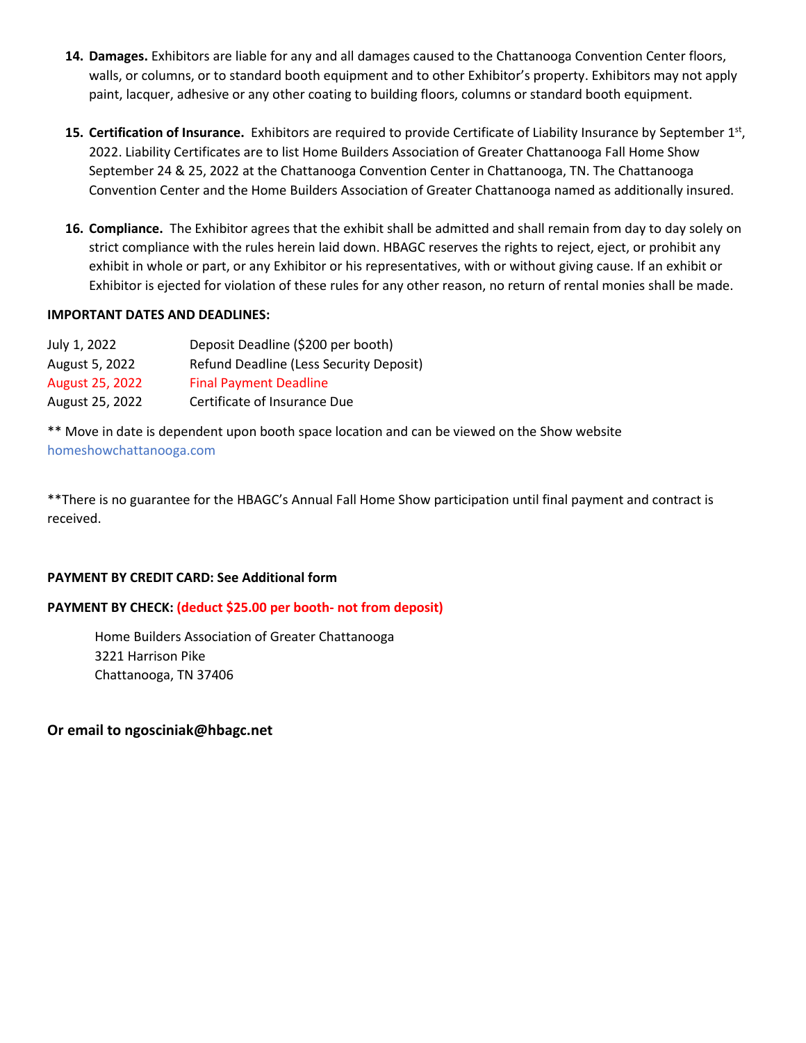14. **Damages.** Exhibitors are liable for any and all damages caused to the Chattanooga Convention Center floors, walls, or columns, or to standard booth equipment and to other Exhibitor's property. Exhibitors may not apply paint, lacquer, adhesive or any other coating to building floors, columns or standard booth equipment.

15. **Certification of Insurance.** Exhibitors are required to provide Certificate of Liability Insurance by September 1st, 2022. Liability Certificates are to list Home Builders Association of Greater Chattanooga Fall Home Show September 24 & 25, 2022 at the Chattanooga Convention Center in Chattanooga, TN. The Chattanooga Convention Center and the Home Builders Association of Greater Chattanooga named as additionally insured.

16. **Compliance.** The Exhibitor agrees that the exhibit shall be admitted and shall remain from day to day solely on strict compliance with the rules herein laid down. HBAGC reserves the rights to reject, eject, or prohibit any exhibit in whole or part, or any Exhibitor or his representatives, with or without giving cause. If an exhibit or Exhibitor is ejected for violation of these rules for any other reason, no return of rental monies shall be made.

**IMPORTANT DATES AND DEADLINES:**

| | |
|---|---|
| July 1, 2022 | Deposit Deadline ($200 per booth) |
| August 5, 2022 | Refund Deadline (Less Security Deposit) |
| August 25, 2022 | Final Payment Deadline |
| August 25, 2022 | Certificate of Insurance Due |

** Move in date is dependent upon booth space location and can be viewed on the Show website homeshowchattanooga.com

**There is no guarantee for the HBAGC's Annual Fall Home Show participation until final payment and contract is received.

**PAYMENT BY CREDIT CARD: See Additional form**

**PAYMENT BY CHECK: (deduct $25.00 per booth- not from deposit)**

Home Builders Association of Greater Chattanooga
3221 Harrison Pike
Chattanooga, TN 37406

**Or email to ngosciniak@hbagc.net**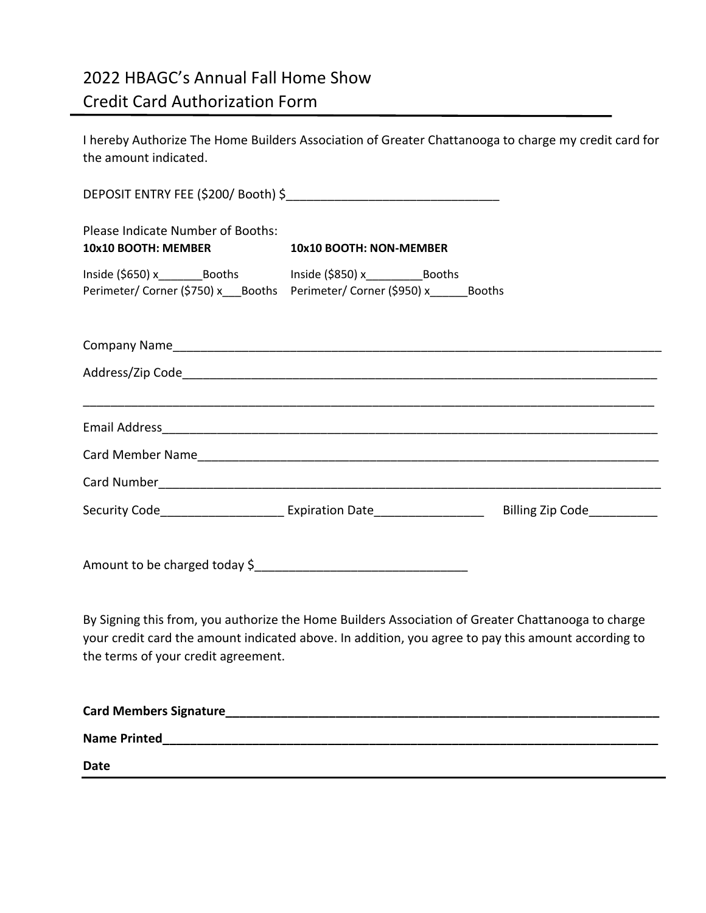# 2022 HBAGC's Annual Fall Home Show
## Credit Card Authorization Form

I hereby Authorize The Home Builders Association of Greater Chattanooga to charge my credit card for the amount indicated.

DEPOSIT ENTRY FEE ($200/ Booth) $_______________________________

Please Indicate Number of Booths:

| **10x10 BOOTH: MEMBER** | **10x10 BOOTH: NON-MEMBER** |
|---|---|
| Inside ($650) x_______Booths | Inside ($850) x_________Booths |
| Perimeter/ Corner ($750) x___Booths | Perimeter/ Corner ($950) x______Booths |

Company Name___________________________________________________________________________

Address/Zip Code_________________________________________________________________________

_______________________________________________________________________________________

Email Address___________________________________________________________________________

Card Member Name_______________________________________________________________________

Card Number____________________________________________________________________________

Security Code__________________ Expiration Date________________ Billing Zip Code__________

Amount to be charged today $_______________________________

By Signing this from, you authorize the Home Builders Association of Greater Chattanooga to charge your credit card the amount indicated above. In addition, you agree to pay this amount according to the terms of your credit agreement.

**Card Members Signature**_________________________________________________________________

**Name Printed**__________________________________________________________________________

**Date**